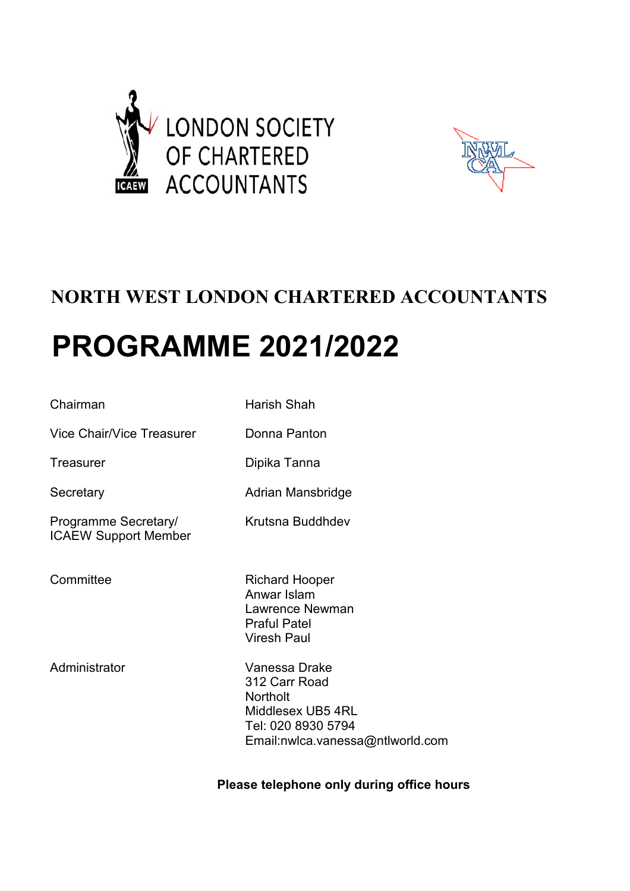LONDON SOCIETY OF CHARTERED ACCOUNTANTS

## NORTH WEST LONDON CHARTERED ACCOUNTANTS

# PROGRAMME 2021/2022

| | |
|---|---|
| Chairman | Harish Shah |
| Vice Chair/Vice Treasurer | Donna Panton |
| Treasurer | Dipika Tanna |
| Secretary | Adrian Mansbridge |
| Programme Secretary/ ICAEW Support Member | Krutsna Buddhdev |
| Committee | Richard Hooper<br>Anwar Islam<br>Lawrence Newman<br>Praful Patel<br>Viresh Paul |
| Administrator | Vanessa Drake<br>312 Carr Road<br>Northolt<br>Middlesex UB5 4RL<br>Tel: 020 8930 5794<br>Email:nwlca.vanessa@ntlworld.com |

**Please telephone only during office hours**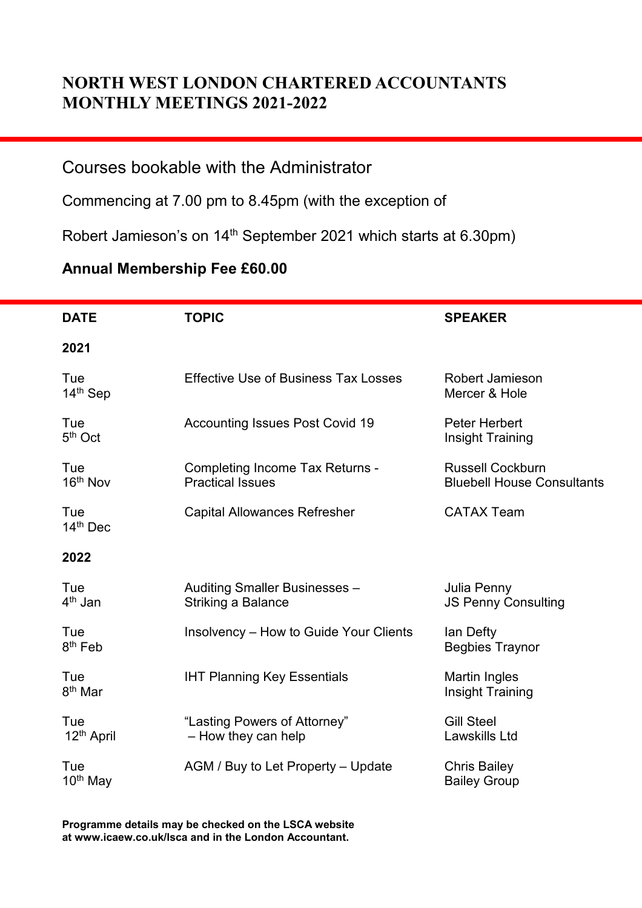# NORTH WEST LONDON CHARTERED ACCOUNTANTS MONTHLY MEETINGS 2021-2022

Courses bookable with the Administrator

Commencing at 7.00 pm to 8.45pm (with the exception of

Robert Jamieson's on 14th September 2021 which starts at 6.30pm)

**Annual Membership Fee £60.00**

| DATE | TOPIC | SPEAKER |
|---|---|---|
| **2021** | | |
| Tue 14th Sep | Effective Use of Business Tax Losses | Robert Jamieson<br>Mercer & Hole |
| Tue 5th Oct | Accounting Issues Post Covid 19 | Peter Herbert<br>Insight Training |
| Tue 16th Nov | Completing Income Tax Returns - Practical Issues | Russell Cockburn<br>Bluebell House Consultants |
| Tue 14th Dec | Capital Allowances Refresher | CATAX Team |
| **2022** | | |
| Tue 4th Jan | Auditing Smaller Businesses – Striking a Balance | Julia Penny<br>JS Penny Consulting |
| Tue 8th Feb | Insolvency – How to Guide Your Clients | Ian Defty<br>Begbies Traynor |
| Tue 8th Mar | IHT Planning Key Essentials | Martin Ingles<br>Insight Training |
| Tue 12th April | "Lasting Powers of Attorney" – How they can help | Gill Steel<br>Lawskills Ltd |
| Tue 10th May | AGM / Buy to Let Property – Update | Chris Bailey<br>Bailey Group |

**Programme details may be checked on the LSCA website at www.icaew.co.uk/lsca and in the London Accountant.**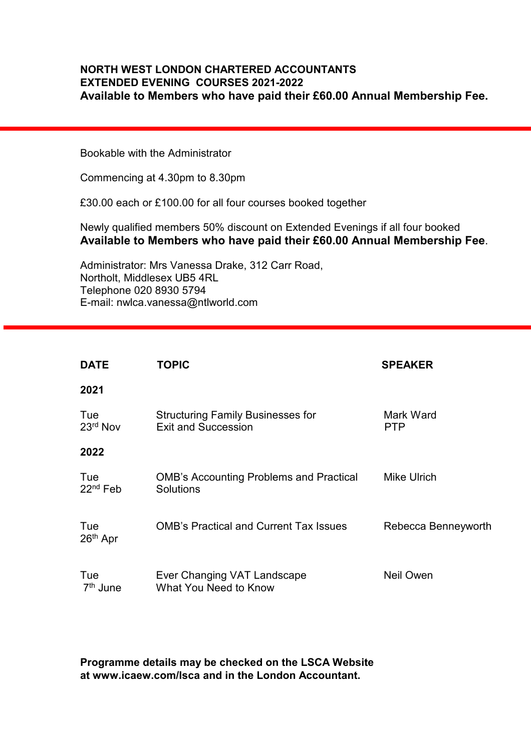**NORTH WEST LONDON CHARTERED ACCOUNTANTS**
**EXTENDED EVENING COURSES 2021-2022**
**Available to Members who have paid their £60.00 Annual Membership Fee.**

---

Bookable with the Administrator

Commencing at 4.30pm to 8.30pm

£30.00 each or £100.00 for all four courses booked together

Newly qualified members 50% discount on Extended Evenings if all four booked
**Available to Members who have paid their £60.00 Annual Membership Fee**.

Administrator: Mrs Vanessa Drake, 312 Carr Road,
Northolt, Middlesex UB5 4RL
Telephone 020 8930 5794
E-mail: nwlca.vanessa@ntlworld.com

---

| DATE | TOPIC | SPEAKER |
|---|---|---|
| **2021** | | |
| Tue 23rd Nov | Structuring Family Businesses for Exit and Succession | Mark Ward PTP |
| **2022** | | |
| Tue 22nd Feb | OMB's Accounting Problems and Practical Solutions | Mike Ulrich |
| Tue 26th Apr | OMB's Practical and Current Tax Issues | Rebecca Benneyworth |
| Tue 7th June | Ever Changing VAT Landscape What You Need to Know | Neil Owen |

**Programme details may be checked on the LSCA Website at www.icaew.com/lsca and in the London Accountant.**